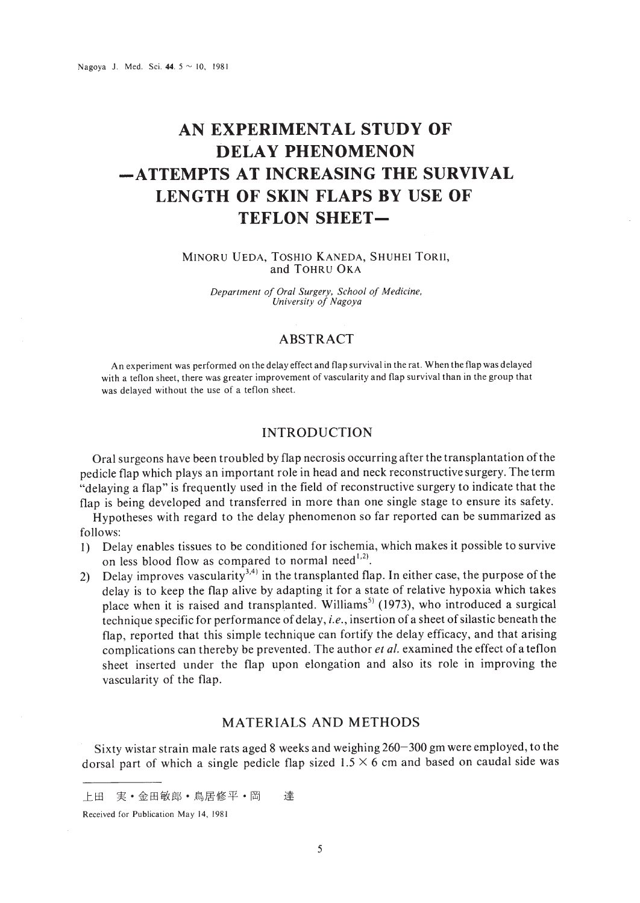# AN EXPERIMENTAL STUDY OF DELAY PHENOMENON —ATTEMPTS AT INCREASING THE SURVIVAL LENGTH OF SKIN FLAPS BY USE OF TEFLON SHEET—

MINORU UEDA, TOSHIO KANEDA, SHUHEI TORII, and TOHRU OKA

*Department of Oral Surgery, School of Medicine, University of Nagoya*

## ABSTRACT

An experiment was performed on the delay effect and flap survival in the rat. When the flap was delayed with a teflon sheet, there was greater improvement of vascularity and flap survival than in the group that was delayed without the use of a teflon sheet.

## INTRODUCTION

Oral surgeons have been troubled by flap necrosis occurring after the transplantation of the pedicle flap which plays an important role in head and neck reconstructive surgery. The term "delaying a flap" is frequently used in the field of reconstructive surgery to indicate that the flap is being developed and transferred in more than one single stage to ensure its safety.

Hypotheses with regard to the delay phenomenon so far reported can be summarized as follows:

1) Delay enables tissues to be conditioned for ischemia, which makes it possible to survive on less blood flow as compared to normal need[1,2].
2) Delay improves vascularity[3,4] in the transplanted flap. In either case, the purpose of the delay is to keep the flap alive by adapting it for a state of relative hypoxia which takes place when it is raised and transplanted. Williams[5] (1973), who introduced a surgical technique specific for performance of delay, *i.e.*, insertion of a sheet of silastic beneath the flap, reported that this simple technique can fortify the delay efficacy, and that arising complications can thereby be prevented. The author *et al.* examined the effect of a teflon sheet inserted under the flap upon elongation and also its role in improving the vascularity of the flap.

## MATERIALS AND METHODS

Sixty wistar strain male rats aged 8 weeks and weighing 260−300 gm were employed, to the dorsal part of which a single pedicle flap sized 1.5 × 6 cm and based on caudal side was

---

上田　実・金田敏郎・鳥居修平・岡　　達

Received for Publication May 14, 1981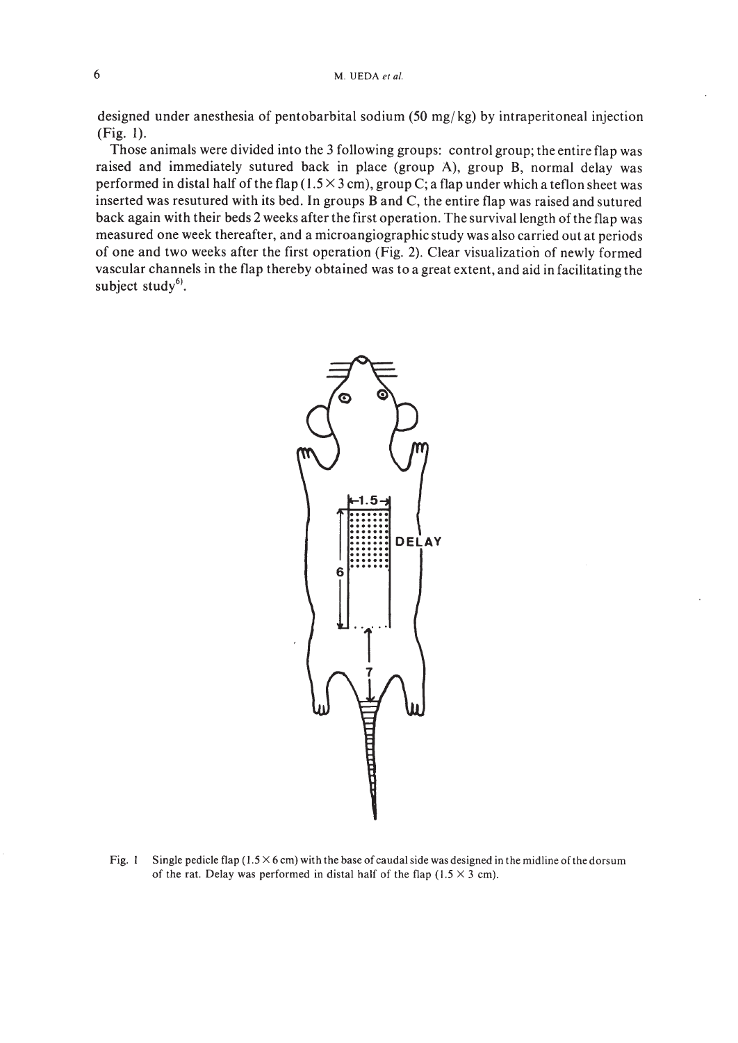designed under anesthesia of pentobarbital sodium (50 mg/kg) by intraperitoneal injection (Fig. 1).

Those animals were divided into the 3 following groups: control group; the entire flap was raised and immediately sutured back in place (group A), group B, normal delay was performed in distal half of the flap ($1.5 \times 3$ cm), group C; a flap under which a teflon sheet was inserted was resutured with its bed. In groups B and C, the entire flap was raised and sutured back again with their beds 2 weeks after the first operation. The survival length of the flap was measured one week thereafter, and a microangiographic study was also carried out at periods of one and two weeks after the first operation (Fig. 2). Clear visualization of newly formed vascular channels in the flap thereby obtained was to a great extent, and aid in facilitating the subject study[6].

Fig. 1 Single pedicle flap ($1.5 \times 6$ cm) with the base of caudal side was designed in the midline of the dorsum of the rat. Delay was performed in distal half of the flap ($1.5 \times 3$ cm).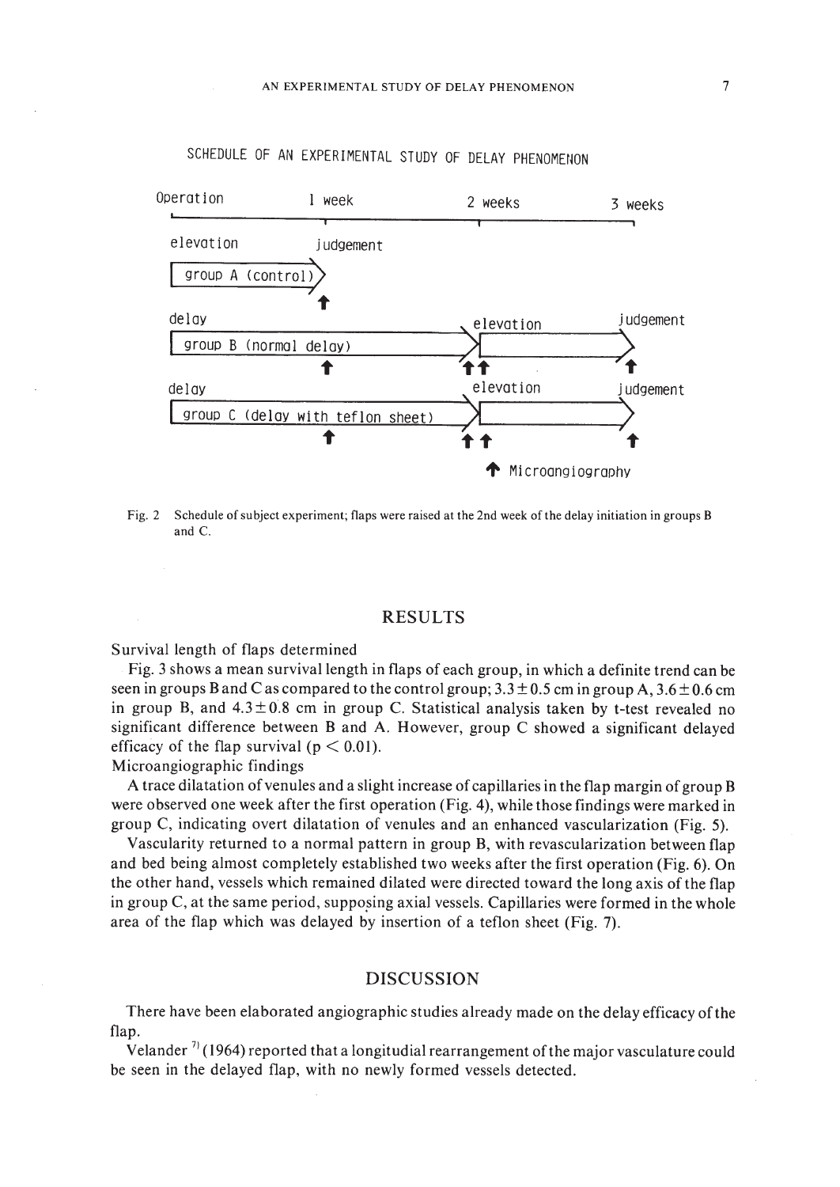SCHEDULE OF AN EXPERIMENTAL STUDY OF DELAY PHENOMENON

Fig. 2 Schedule of subject experiment; flaps were raised at the 2nd week of the delay initiation in groups B and C.

## RESULTS

Survival length of flaps determined

Fig. 3 shows a mean survival length in flaps of each group, in which a definite trend can be seen in groups B and C as compared to the control group; $3.3 \pm 0.5$ cm in group A, $3.6 \pm 0.6$ cm in group B, and $4.3 \pm 0.8$ cm in group C. Statistical analysis taken by t-test revealed no significant difference between B and A. However, group C showed a significant delayed efficacy of the flap survival ($p < 0.01$).

Microangiographic findings

A trace dilatation of venules and a slight increase of capillaries in the flap margin of group B were observed one week after the first operation (Fig. 4), while those findings were marked in group C, indicating overt dilatation of venules and an enhanced vascularization (Fig. 5).

Vascularity returned to a normal pattern in group B, with revascularization between flap and bed being almost completely established two weeks after the first operation (Fig. 6). On the other hand, vessels which remained dilated were directed toward the long axis of the flap in group C, at the same period, supposing axial vessels. Capillaries were formed in the whole area of the flap which was delayed by insertion of a teflon sheet (Fig. 7).

## DISCUSSION

There have been elaborated angiographic studies already made on the delay efficacy of the flap.

Velander [7] (1964) reported that a longitudial rearrangement of the major vasculature could be seen in the delayed flap, with no newly formed vessels detected.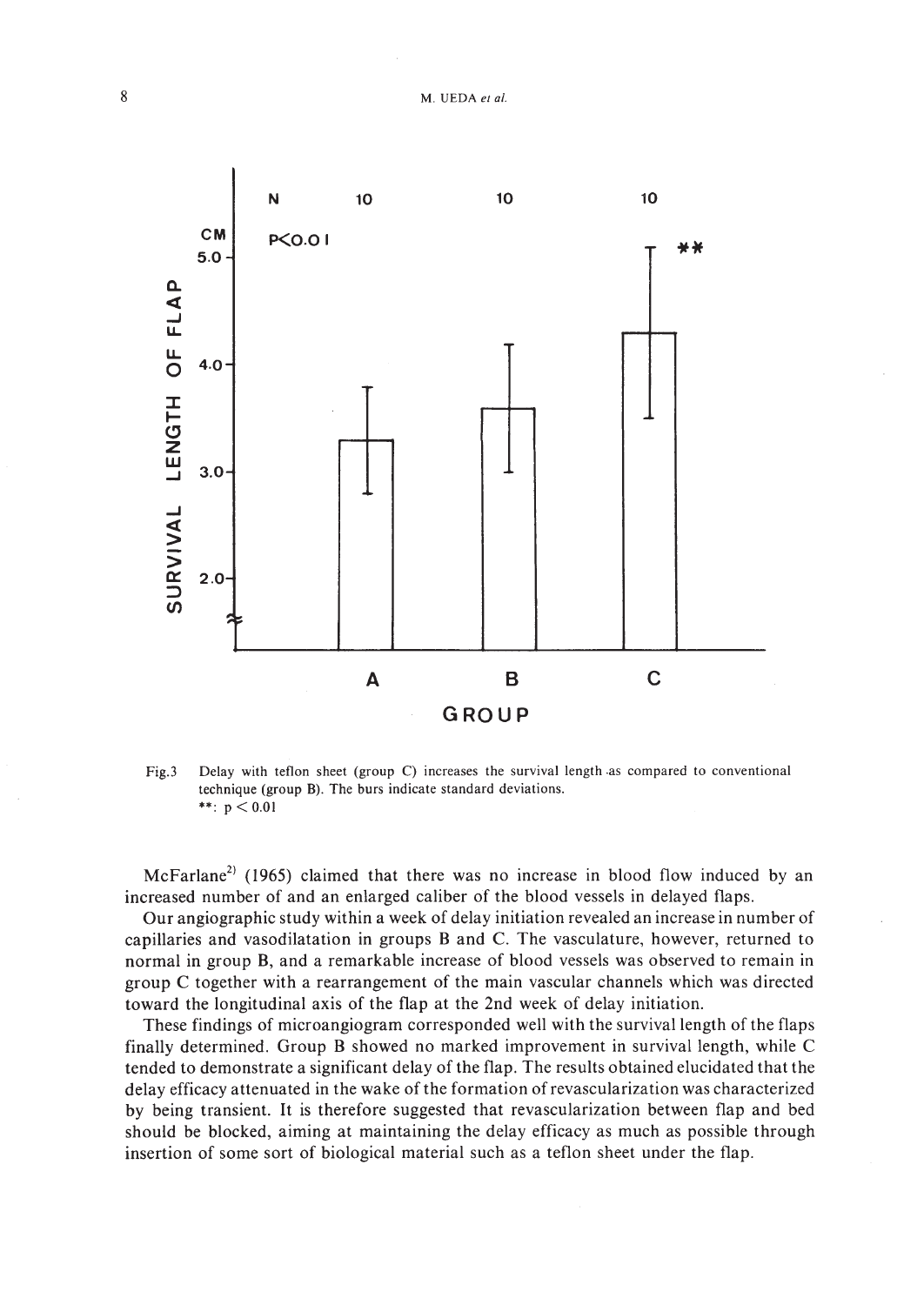Fig.3 Delay with teflon sheet (group C) increases the survival length as compared to conventional technique (group B). The burs indicate standard deviations.
**: $p < 0.01$

McFarlane[2] (1965) claimed that there was no increase in blood flow induced by an increased number of and an enlarged caliber of the blood vessels in delayed flaps.

Our angiographic study within a week of delay initiation revealed an increase in number of capillaries and vasodilatation in groups B and C. The vasculature, however, returned to normal in group B, and a remarkable increase of blood vessels was observed to remain in group C together with a rearrangement of the main vascular channels which was directed toward the longitudinal axis of the flap at the 2nd week of delay initiation.

These findings of microangiogram corresponded well with the survival length of the flaps finally determined. Group B showed no marked improvement in survival length, while C tended to demonstrate a significant delay of the flap. The results obtained elucidated that the delay efficacy attenuated in the wake of the formation of revascularization was characterized by being transient. It is therefore suggested that revascularization between flap and bed should be blocked, aiming at maintaining the delay efficacy as much as possible through insertion of some sort of biological material such as a teflon sheet under the flap.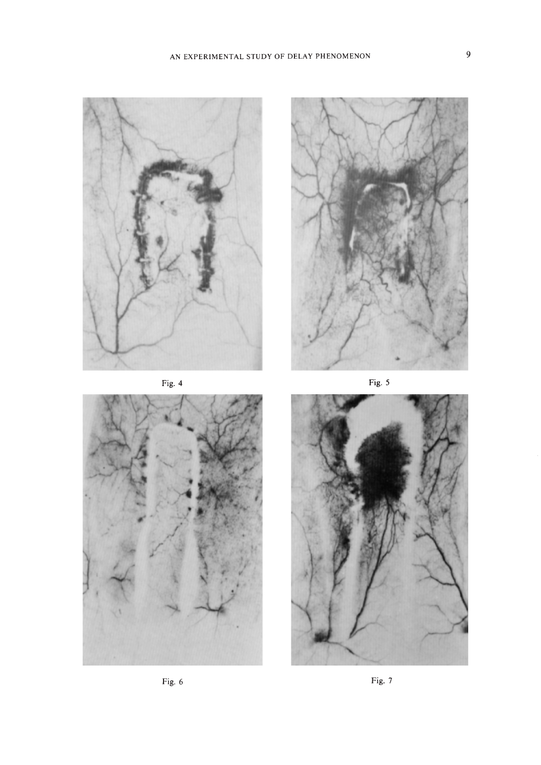Fig. 4

Fig. 5

Fig. 6

Fig. 7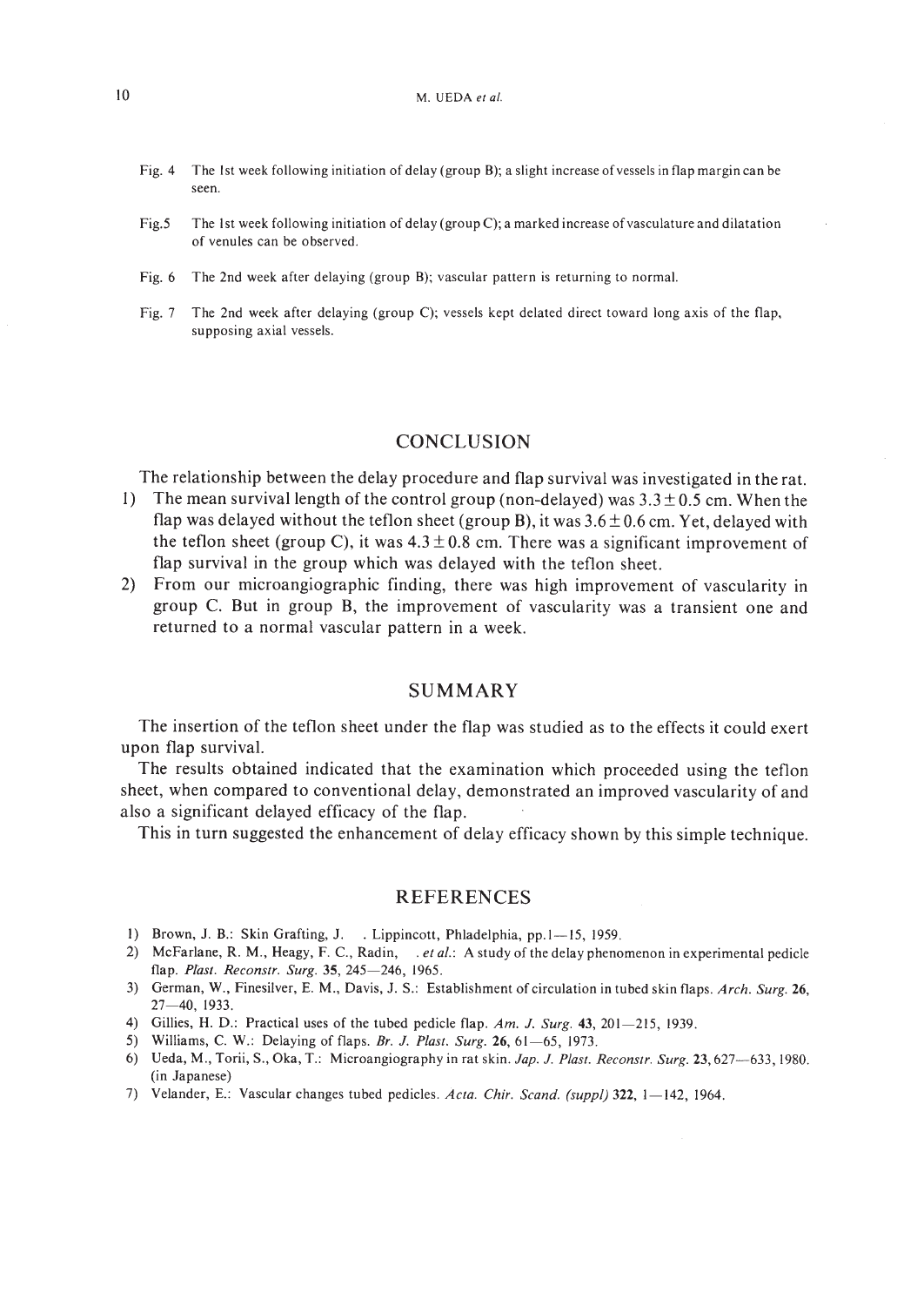Fig. 4 The 1st week following initiation of delay (group B); a slight increase of vessels in flap margin can be seen.

Fig.5 The 1st week following initiation of delay (group C); a marked increase of vasculature and dilatation of venules can be observed.

Fig. 6 The 2nd week after delaying (group B); vascular pattern is returning to normal.

Fig. 7 The 2nd week after delaying (group C); vessels kept delated direct toward long axis of the flap, supposing axial vessels.

## CONCLUSION

The relationship between the delay procedure and flap survival was investigated in the rat.

1) The mean survival length of the control group (non-delayed) was $3.3 \pm 0.5$ cm. When the flap was delayed without the teflon sheet (group B), it was $3.6 \pm 0.6$ cm. Yet, delayed with the teflon sheet (group C), it was $4.3 \pm 0.8$ cm. There was a significant improvement of flap survival in the group which was delayed with the teflon sheet.
2) From our microangiographic finding, there was high improvement of vascularity in group C. But in group B, the improvement of vascularity was a transient one and returned to a normal vascular pattern in a week.

## SUMMARY

The insertion of the teflon sheet under the flap was studied as to the effects it could exert upon flap survival.

The results obtained indicated that the examination which proceeded using the teflon sheet, when compared to conventional delay, demonstrated an improved vascularity of and also a significant delayed efficacy of the flap.

This in turn suggested the enhancement of delay efficacy shown by this simple technique.

## REFERENCES

1) Brown, J. B.: Skin Grafting, J. . Lippincott, Phladelphia, pp.1—15, 1959.
2) McFarlane, R. M., Heagy, F. C., Radin, . *et al.*: A study of the delay phenomenon in experimental pedicle flap. *Plast. Reconstr. Surg.* **35**, 245—246, 1965.
3) German, W., Finesilver, E. M., Davis, J. S.: Establishment of circulation in tubed skin flaps. *Arch. Surg.* **26**, 27—40, 1933.
4) Gillies, H. D.: Practical uses of the tubed pedicle flap. *Am. J. Surg.* **43**, 201—215, 1939.
5) Williams, C. W.: Delaying of flaps. *Br. J. Plast. Surg.* **26**, 61—65, 1973.
6) Ueda, M., Torii, S., Oka, T.: Microangiography in rat skin. *Jap. J. Plast. Reconstr. Surg.* **23**, 627—633, 1980. (in Japanese)
7) Velander, E.: Vascular changes tubed pedicles. *Acta. Chir. Scand. (suppl)* **322**, 1—142, 1964.